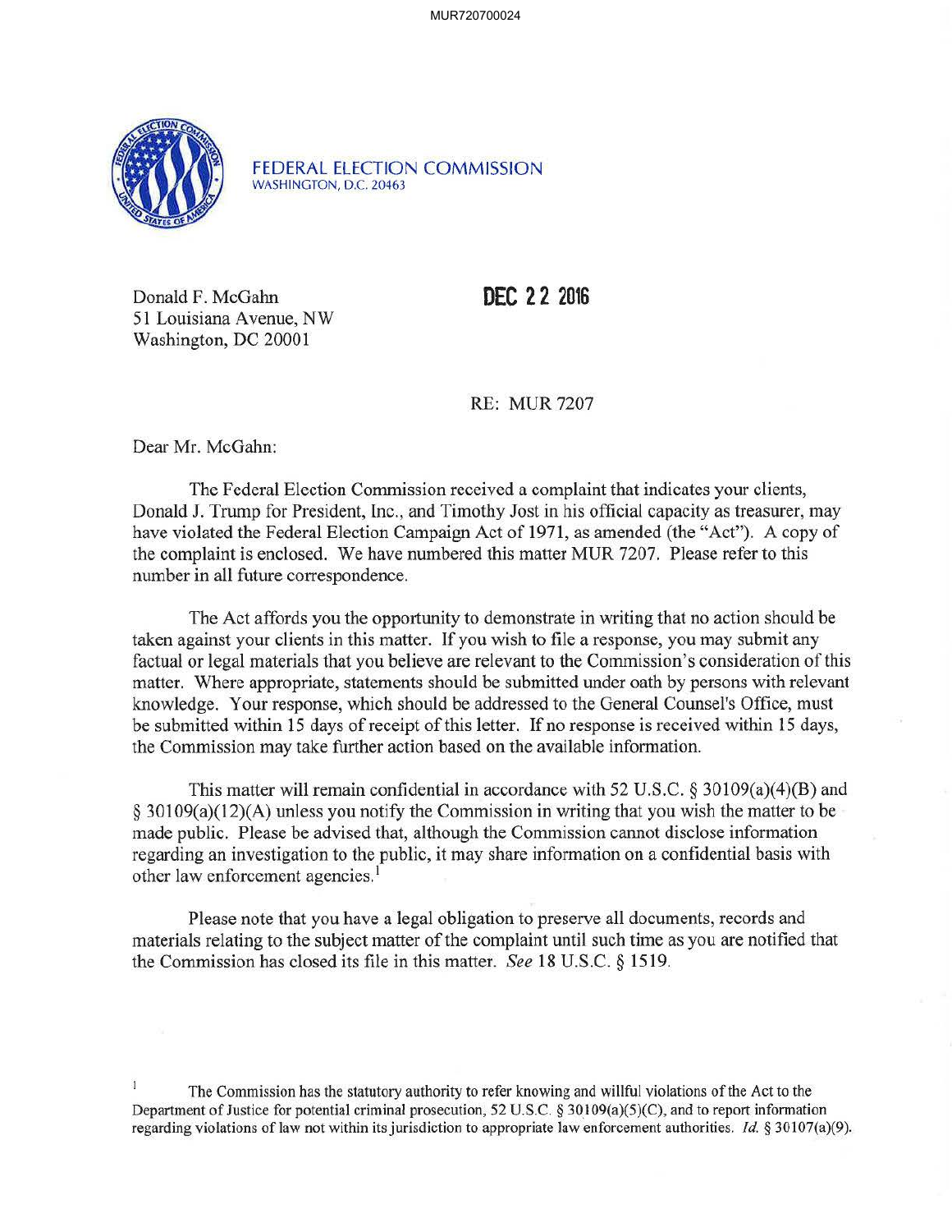FEDERAL ELECTION COMMISSION
WASHINGTON, D.C. 20463

Donald F. McGahn
51 Louisiana Avenue, NW
Washington, DC 20001

**DEC 22 2016**

RE: MUR 7207

Dear Mr. McGahn:

The Federal Election Commission received a complaint that indicates your clients, Donald J. Trump for President, Inc., and Timothy Jost in his official capacity as treasurer, may have violated the Federal Election Campaign Act of 1971, as amended (the "Act"). A copy of the complaint is enclosed. We have numbered this matter MUR 7207. Please refer to this number in all future correspondence.

The Act affords you the opportunity to demonstrate in writing that no action should be taken against your clients in this matter. If you wish to file a response, you may submit any factual or legal materials that you believe are relevant to the Commission's consideration of this matter. Where appropriate, statements should be submitted under oath by persons with relevant knowledge. Your response, which should be addressed to the General Counsel's Office, must be submitted within 15 days of receipt of this letter. If no response is received within 15 days, the Commission may take further action based on the available information.

This matter will remain confidential in accordance with 52 U.S.C. § 30109(a)(4)(B) and § 30109(a)(12)(A) unless you notify the Commission in writing that you wish the matter to be made public. Please be advised that, although the Commission cannot disclose information regarding an investigation to the public, it may share information on a confidential basis with other law enforcement agencies.[1]

Please note that you have a legal obligation to preserve all documents, records and materials relating to the subject matter of the complaint until such time as you are notified that the Commission has closed its file in this matter. *See* 18 U.S.C. § 1519.

[1] The Commission has the statutory authority to refer knowing and willful violations of the Act to the Department of Justice for potential criminal prosecution, 52 U.S.C. § 30109(a)(5)(C), and to report information regarding violations of law not within its jurisdiction to appropriate law enforcement authorities. *Id.* § 30107(a)(9).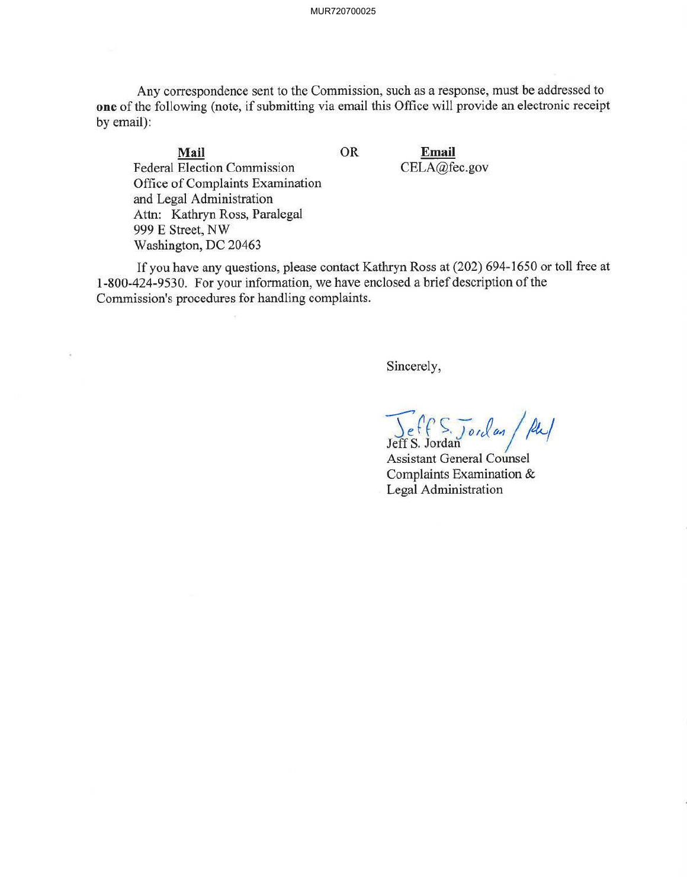Any correspondence sent to the Commission, such as a response, must be addressed to **one** of the following (note, if submitting via email this Office will provide an electronic receipt by email):

**Mail**
Federal Election Commission
Office of Complaints Examination
and Legal Administration
Attn: Kathryn Ross, Paralegal
999 E Street, NW
Washington, DC 20463

OR

**Email**
CELA@fec.gov

If you have any questions, please contact Kathryn Ross at (202) 694-1650 or toll free at 1-800-424-9530. For your information, we have enclosed a brief description of the Commission's procedures for handling complaints.

Sincerely,

Jeff S. Jordan / PL

Jeff S. Jordan
Assistant General Counsel
Complaints Examination &
Legal Administration